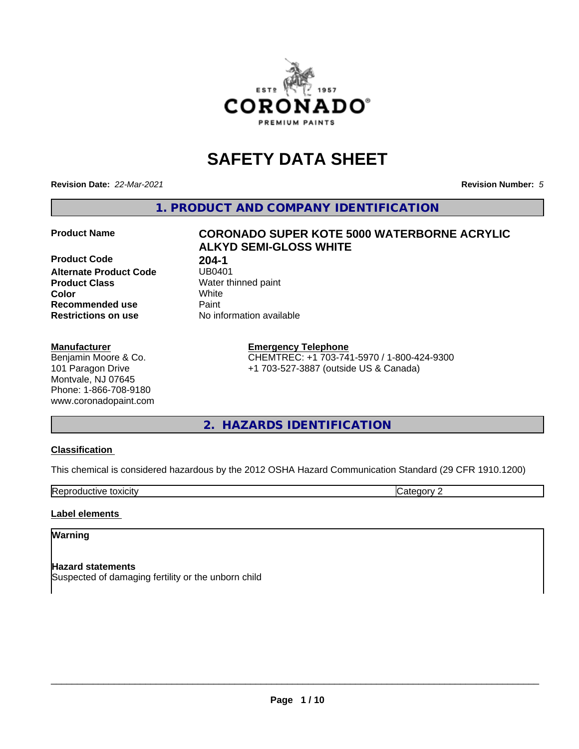# SAFETY DATA SHEET

**Revision Date:** *22-Mar-2021*

**Revision Number:** *5*

## 1. PRODUCT AND COMPANY IDENTIFICATION

| | |
|---|---|
| **Product Name** | **CORONADO SUPER KOTE 5000 WATERBORNE ACRYLIC ALKYD SEMI-GLOSS WHITE** |
| **Product Code** | **204-1** |
| **Alternate Product Code** | UB0401 |
| **Product Class** | Water thinned paint |
| **Color** | White |
| **Recommended use** | Paint |
| **Restrictions on use** | No information available |

**Manufacturer**
Benjamin Moore & Co.
101 Paragon Drive
Montvale, NJ 07645
Phone: 1-866-708-9180
www.coronadopaint.com

**Emergency Telephone**
CHEMTREC: +1 703-741-5970 / 1-800-424-9300
+1 703-527-3887 (outside US & Canada)

## 2. HAZARDS IDENTIFICATION

**Classification**

This chemical is considered hazardous by the 2012 OSHA Hazard Communication Standard (29 CFR 1910.1200)

| | |
|---|---|
| Reproductive toxicity | Category 2 |

**Label elements**

**Warning**

**Hazard statements**
Suspected of damaging fertility or the unborn child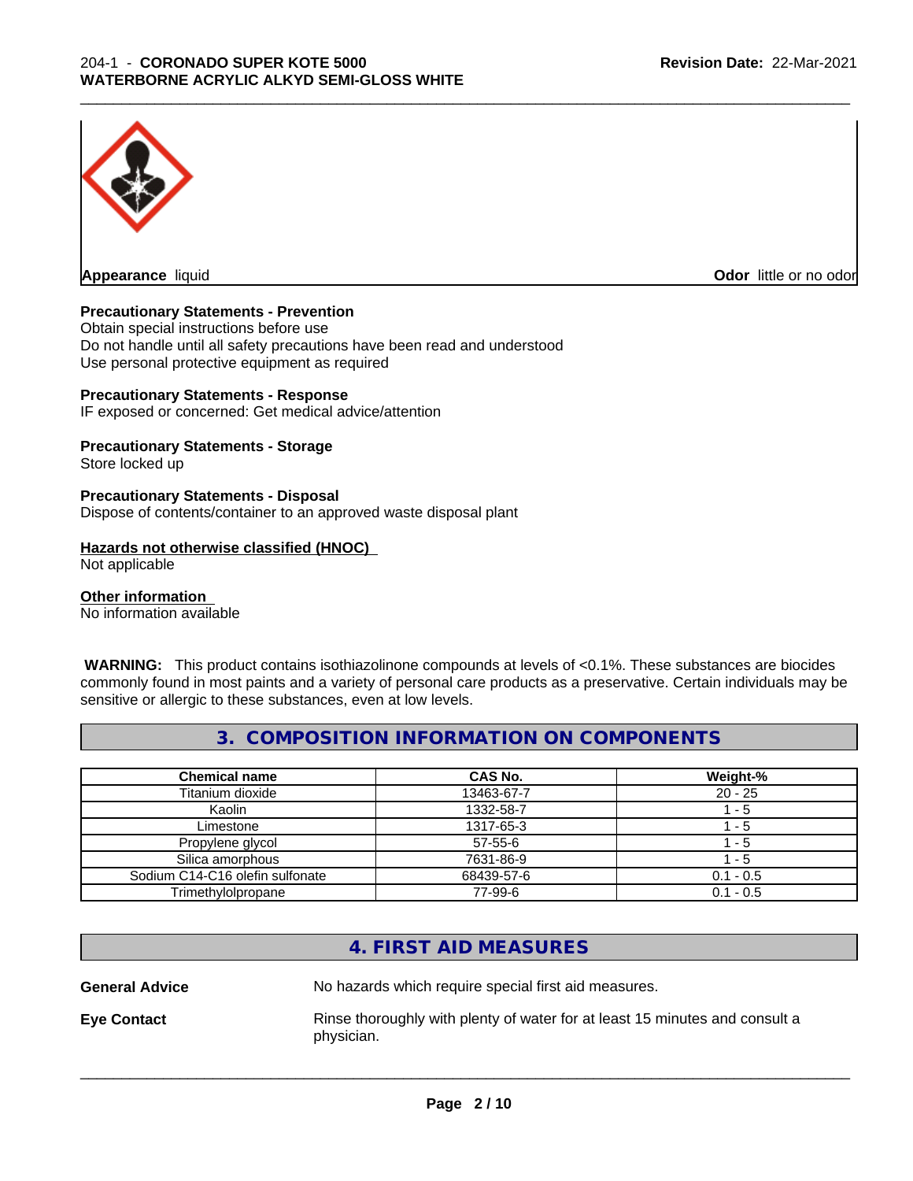**Appearance** liquid **Odor** little or no odor

**Precautionary Statements - Prevention**
Obtain special instructions before use
Do not handle until all safety precautions have been read and understood
Use personal protective equipment as required

**Precautionary Statements - Response**
IF exposed or concerned: Get medical advice/attention

**Precautionary Statements - Storage**
Store locked up

**Precautionary Statements - Disposal**
Dispose of contents/container to an approved waste disposal plant

**Hazards not otherwise classified (HNOC)**
Not applicable

**Other information**
No information available

**WARNING:** This product contains isothiazolinone compounds at levels of <0.1%. These substances are biocides commonly found in most paints and a variety of personal care products as a preservative. Certain individuals may be sensitive or allergic to these substances, even at low levels.

## 3. COMPOSITION INFORMATION ON COMPONENTS

| Chemical name | CAS No. | Weight-% |
|---|---|---|
| Titanium dioxide | 13463-67-7 | 20 - 25 |
| Kaolin | 1332-58-7 | 1 - 5 |
| Limestone | 1317-65-3 | 1 - 5 |
| Propylene glycol | 57-55-6 | 1 - 5 |
| Silica amorphous | 7631-86-9 | 1 - 5 |
| Sodium C14-C16 olefin sulfonate | 68439-57-6 | 0.1 - 0.5 |
| Trimethylolpropane | 77-99-6 | 0.1 - 0.5 |

## 4. FIRST AID MEASURES

**General Advice** No hazards which require special first aid measures.

**Eye Contact** Rinse thoroughly with plenty of water for at least 15 minutes and consult a physician.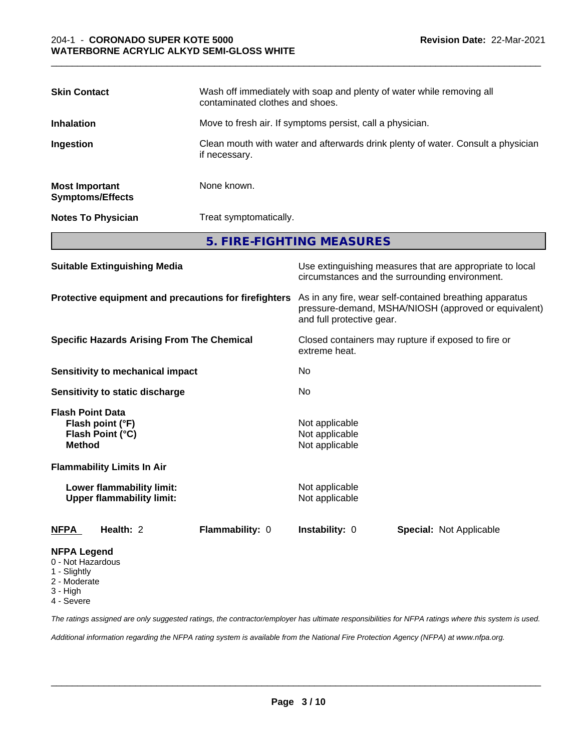**Skin Contact** Wash off immediately with soap and plenty of water while removing all contaminated clothes and shoes.

**Inhalation** Move to fresh air. If symptoms persist, call a physician.

**Ingestion** Clean mouth with water and afterwards drink plenty of water. Consult a physician if necessary.

**Most Important Symptoms/Effects** None known.

**Notes To Physician** Treat symptomatically.

## 5. FIRE-FIGHTING MEASURES

**Suitable Extinguishing Media** Use extinguishing measures that are appropriate to local circumstances and the surrounding environment.

**Protective equipment and precautions for firefighters** As in any fire, wear self-contained breathing apparatus pressure-demand, MSHA/NIOSH (approved or equivalent) and full protective gear.

**Specific Hazards Arising From The Chemical** Closed containers may rupture if exposed to fire or extreme heat.

**Sensitivity to mechanical impact** No

**Sensitivity to static discharge** No

**Flash Point Data**
- **Flash point (°F)** Not applicable
- **Flash Point (°C)** Not applicable
- **Method** Not applicable

**Flammability Limits In Air**
- **Lower flammability limit:** Not applicable
- **Upper flammability limit:** Not applicable

**NFPA** **Health:** 2 **Flammability:** 0 **Instability:** 0 **Special:** Not Applicable

**NFPA Legend**
- 0 - Not Hazardous
- 1 - Slightly
- 2 - Moderate
- 3 - High
- 4 - Severe

*The ratings assigned are only suggested ratings, the contractor/employer has ultimate responsibilities for NFPA ratings where this system is used.*

*Additional information regarding the NFPA rating system is available from the National Fire Protection Agency (NFPA) at www.nfpa.org.*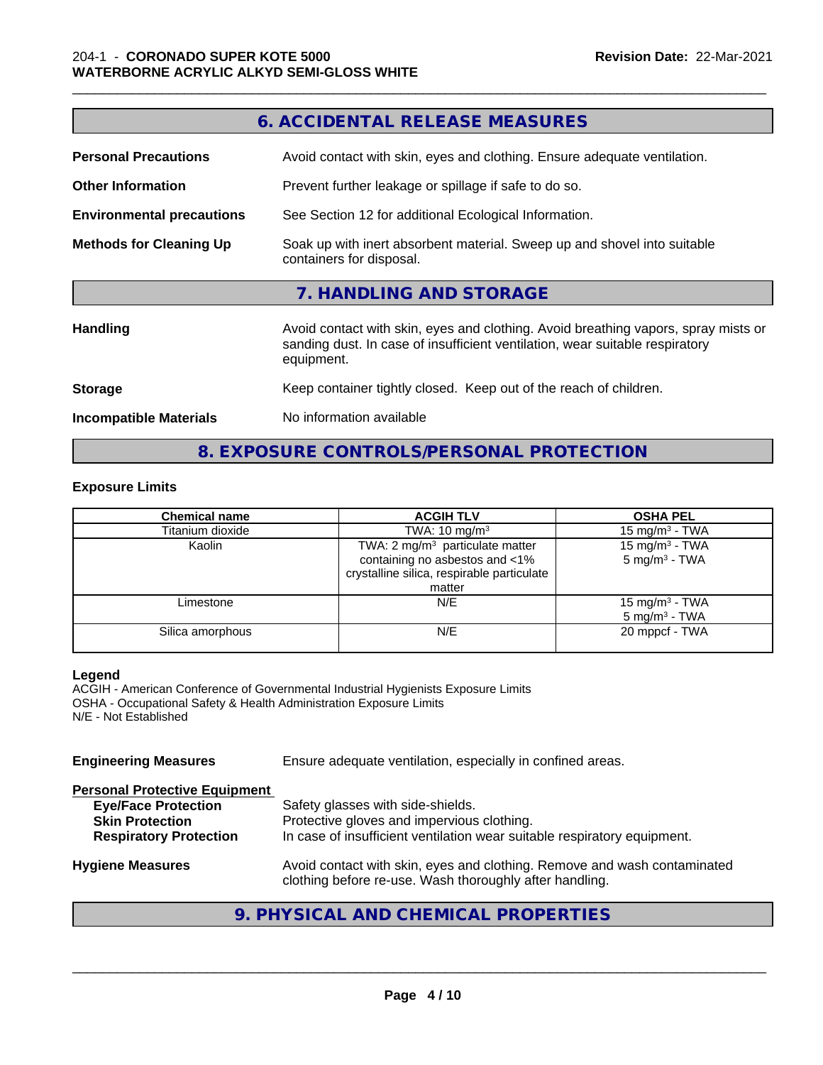## 6. ACCIDENTAL RELEASE MEASURES

**Personal Precautions** Avoid contact with skin, eyes and clothing. Ensure adequate ventilation.

**Other Information** Prevent further leakage or spillage if safe to do so.

**Environmental precautions** See Section 12 for additional Ecological Information.

**Methods for Cleaning Up** Soak up with inert absorbent material. Sweep up and shovel into suitable containers for disposal.

## 7. HANDLING AND STORAGE

**Handling** Avoid contact with skin, eyes and clothing. Avoid breathing vapors, spray mists or sanding dust. In case of insufficient ventilation, wear suitable respiratory equipment.

**Storage** Keep container tightly closed. Keep out of the reach of children.

**Incompatible Materials** No information available

## 8. EXPOSURE CONTROLS/PERSONAL PROTECTION

### Exposure Limits

| Chemical name | ACGIH TLV | OSHA PEL |
|---|---|---|
| Titanium dioxide | TWA: 10 mg/m³ | 15 mg/m³ - TWA |
| Kaolin | TWA: 2 mg/m³ particulate matter containing no asbestos and <1% crystalline silica, respirable particulate matter | 15 mg/m³ - TWA<br>5 mg/m³ - TWA |
| Limestone | N/E | 15 mg/m³ - TWA<br>5 mg/m³ - TWA |
| Silica amorphous | N/E | 20 mppcf - TWA |

**Legend**
ACGIH - American Conference of Governmental Industrial Hygienists Exposure Limits
OSHA - Occupational Safety & Health Administration Exposure Limits
N/E - Not Established

**Engineering Measures** Ensure adequate ventilation, especially in confined areas.

**Personal Protective Equipment**
- **Eye/Face Protection** Safety glasses with side-shields.
- **Skin Protection** Protective gloves and impervious clothing.
- **Respiratory Protection** In case of insufficient ventilation wear suitable respiratory equipment.

**Hygiene Measures** Avoid contact with skin, eyes and clothing. Remove and wash contaminated clothing before re-use. Wash thoroughly after handling.

## 9. PHYSICAL AND CHEMICAL PROPERTIES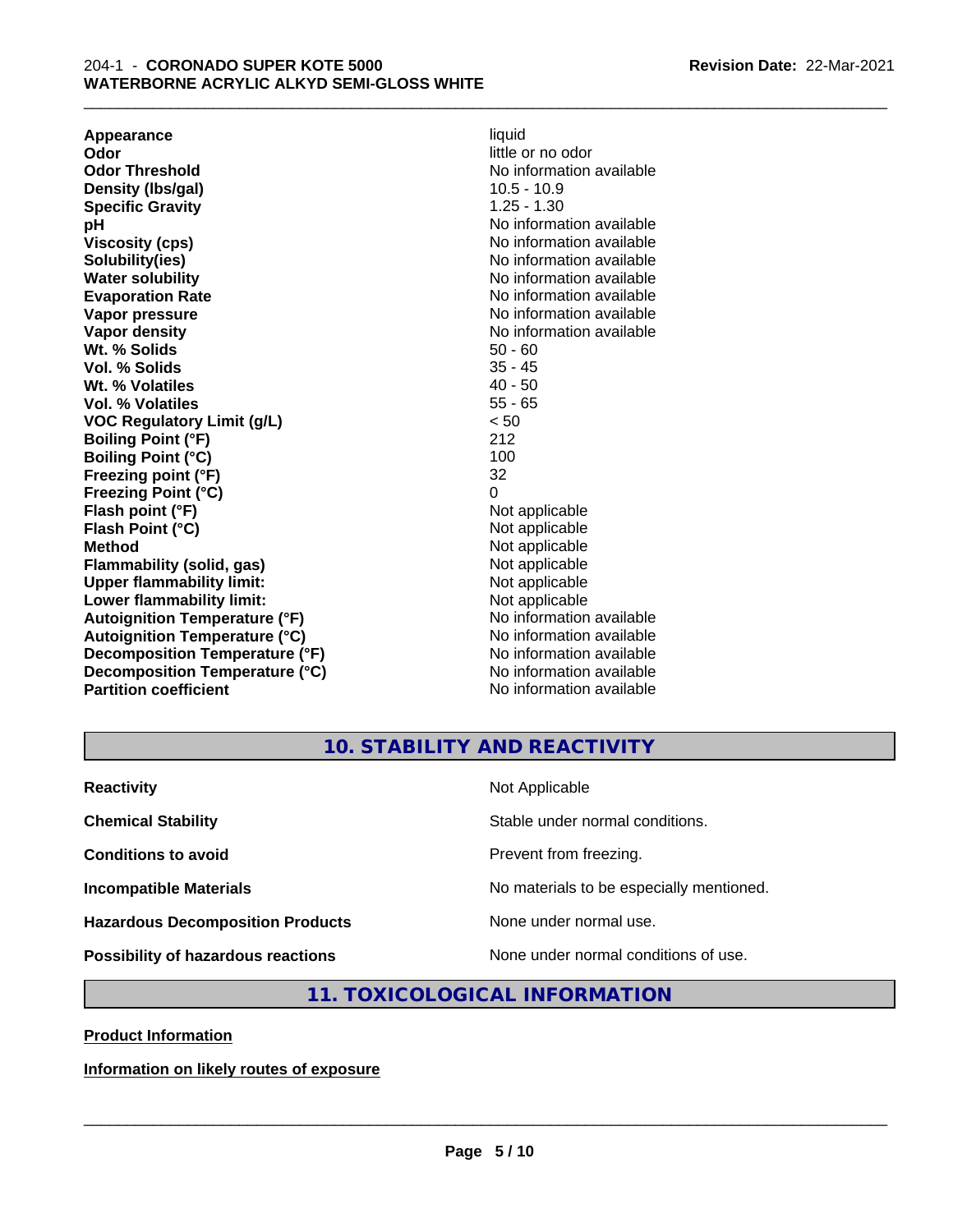| Property | Value |
| --- | --- |
| **Appearance** | liquid |
| **Odor** | little or no odor |
| **Odor Threshold** | No information available |
| **Density (lbs/gal)** | 10.5 - 10.9 |
| **Specific Gravity** | 1.25 - 1.30 |
| **pH** | No information available |
| **Viscosity (cps)** | No information available |
| **Solubility(ies)** | No information available |
| **Water solubility** | No information available |
| **Evaporation Rate** | No information available |
| **Vapor pressure** | No information available |
| **Vapor density** | No information available |
| **Wt. % Solids** | 50 - 60 |
| **Vol. % Solids** | 35 - 45 |
| **Wt. % Volatiles** | 40 - 50 |
| **Vol. % Volatiles** | 55 - 65 |
| **VOC Regulatory Limit (g/L)** | < 50 |
| **Boiling Point (°F)** | 212 |
| **Boiling Point (°C)** | 100 |
| **Freezing point (°F)** | 32 |
| **Freezing Point (°C)** | 0 |
| **Flash point (°F)** | Not applicable |
| **Flash Point (°C)** | Not applicable |
| **Method** | Not applicable |
| **Flammability (solid, gas)** | Not applicable |
| **Upper flammability limit:** | Not applicable |
| **Lower flammability limit:** | Not applicable |
| **Autoignition Temperature (°F)** | No information available |
| **Autoignition Temperature (°C)** | No information available |
| **Decomposition Temperature (°F)** | No information available |
| **Decomposition Temperature (°C)** | No information available |
| **Partition coefficient** | No information available |

## 10. STABILITY AND REACTIVITY

| Property | Value |
| --- | --- |
| **Reactivity** | Not Applicable |
| **Chemical Stability** | Stable under normal conditions. |
| **Conditions to avoid** | Prevent from freezing. |
| **Incompatible Materials** | No materials to be especially mentioned. |
| **Hazardous Decomposition Products** | None under normal use. |
| **Possibility of hazardous reactions** | None under normal conditions of use. |

## 11. TOXICOLOGICAL INFORMATION

**Product Information**

**Information on likely routes of exposure**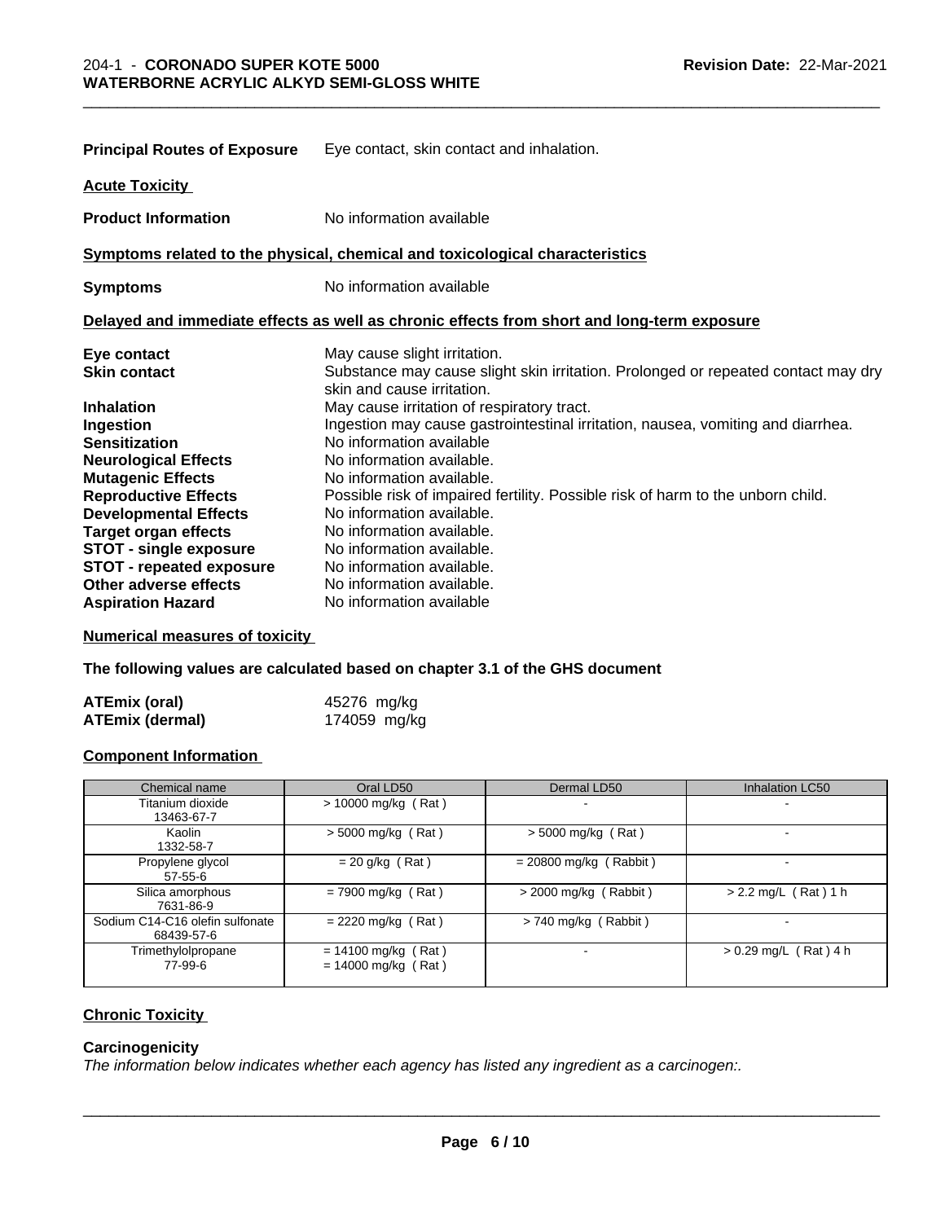**Principal Routes of Exposure** Eye contact, skin contact and inhalation.

**Acute Toxicity**

**Product Information** No information available

**Symptoms related to the physical, chemical and toxicological characteristics**

**Symptoms** No information available

**Delayed and immediate effects as well as chronic effects from short and long-term exposure**

| | |
|---|---|
| **Eye contact** | May cause slight irritation. |
| **Skin contact** | Substance may cause slight skin irritation. Prolonged or repeated contact may dry skin and cause irritation. |
| **Inhalation** | May cause irritation of respiratory tract. |
| **Ingestion** | Ingestion may cause gastrointestinal irritation, nausea, vomiting and diarrhea. |
| **Sensitization** | No information available |
| **Neurological Effects** | No information available. |
| **Mutagenic Effects** | No information available. |
| **Reproductive Effects** | Possible risk of impaired fertility. Possible risk of harm to the unborn child. |
| **Developmental Effects** | No information available. |
| **Target organ effects** | No information available. |
| **STOT - single exposure** | No information available. |
| **STOT - repeated exposure** | No information available. |
| **Other adverse effects** | No information available. |
| **Aspiration Hazard** | No information available |

**Numerical measures of toxicity**

**The following values are calculated based on chapter 3.1 of the GHS document**

| | |
|---|---|
| **ATEmix (oral)** | 45276 mg/kg |
| **ATEmix (dermal)** | 174059 mg/kg |

**Component Information**

| Chemical name | Oral LD50 | Dermal LD50 | Inhalation LC50 |
|---|---|---|---|
| Titanium dioxide 13463-67-7 | > 10000 mg/kg ( Rat ) | - | - |
| Kaolin 1332-58-7 | > 5000 mg/kg ( Rat ) | > 5000 mg/kg ( Rat ) | - |
| Propylene glycol 57-55-6 | = 20 g/kg ( Rat ) | = 20800 mg/kg ( Rabbit ) | - |
| Silica amorphous 7631-86-9 | = 7900 mg/kg ( Rat ) | > 2000 mg/kg ( Rabbit ) | > 2.2 mg/L ( Rat ) 1 h |
| Sodium C14-C16 olefin sulfonate 68439-57-6 | = 2220 mg/kg ( Rat ) | > 740 mg/kg ( Rabbit ) | - |
| Trimethylolpropane 77-99-6 | = 14100 mg/kg ( Rat ) = 14000 mg/kg ( Rat ) | - | > 0.29 mg/L ( Rat ) 4 h |

**Chronic Toxicity**

**Carcinogenicity**

*The information below indicates whether each agency has listed any ingredient as a carcinogen:.*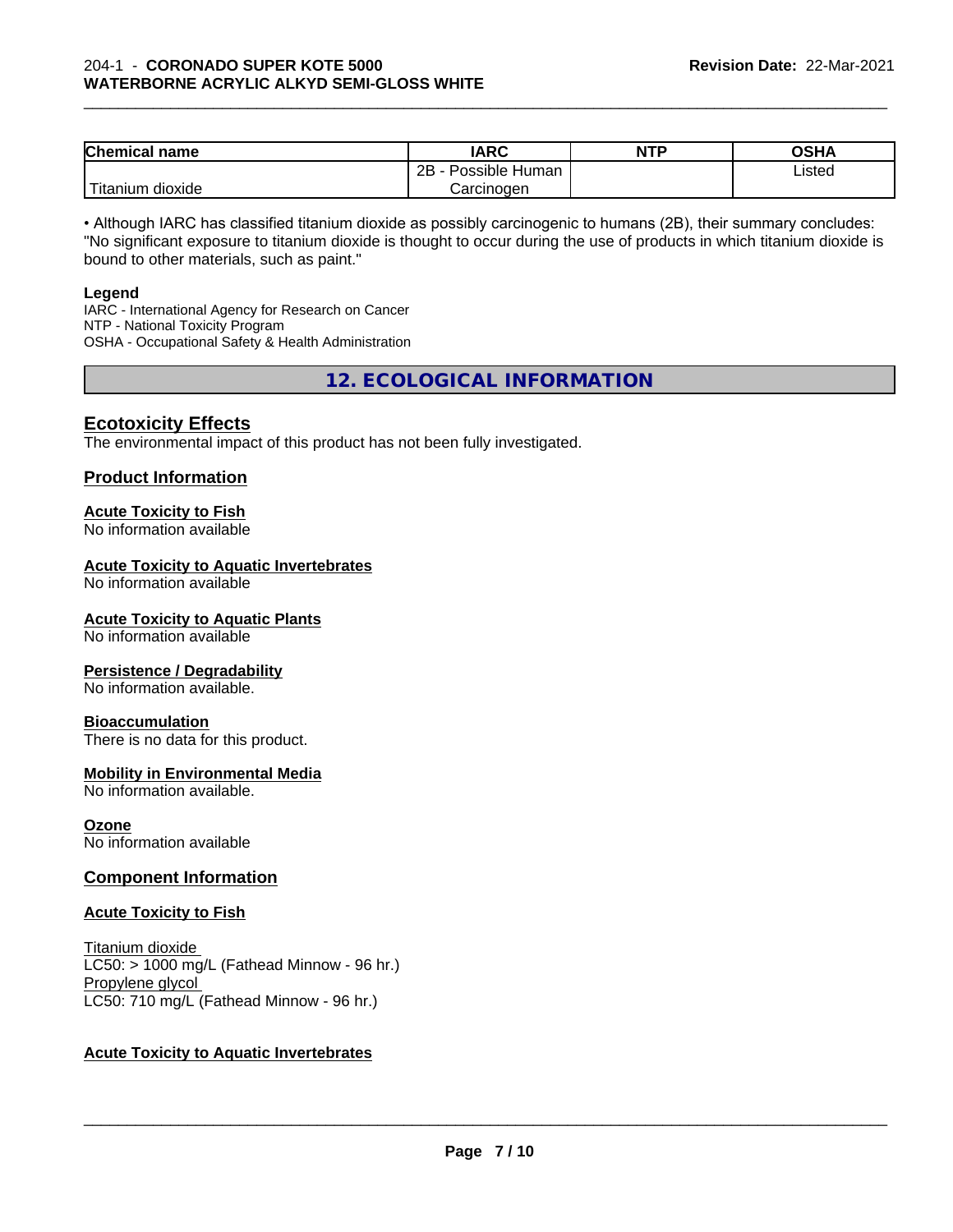| Chemical name | IARC | NTP | OSHA |
|---|---|---|---|
| Titanium dioxide | 2B - Possible Human Carcinogen | | Listed |

• Although IARC has classified titanium dioxide as possibly carcinogenic to humans (2B), their summary concludes: "No significant exposure to titanium dioxide is thought to occur during the use of products in which titanium dioxide is bound to other materials, such as paint."

**Legend**

IARC - International Agency for Research on Cancer
NTP - National Toxicity Program
OSHA - Occupational Safety & Health Administration

## 12. ECOLOGICAL INFORMATION

### Ecotoxicity Effects

The environmental impact of this product has not been fully investigated.

### Product Information

**Acute Toxicity to Fish**
No information available

**Acute Toxicity to Aquatic Invertebrates**
No information available

**Acute Toxicity to Aquatic Plants**
No information available

**Persistence / Degradability**
No information available.

**Bioaccumulation**
There is no data for this product.

**Mobility in Environmental Media**
No information available.

**Ozone**
No information available

### Component Information

**Acute Toxicity to Fish**

Titanium dioxide
LC50: > 1000 mg/L (Fathead Minnow - 96 hr.)
Propylene glycol
LC50: 710 mg/L (Fathead Minnow - 96 hr.)

**Acute Toxicity to Aquatic Invertebrates**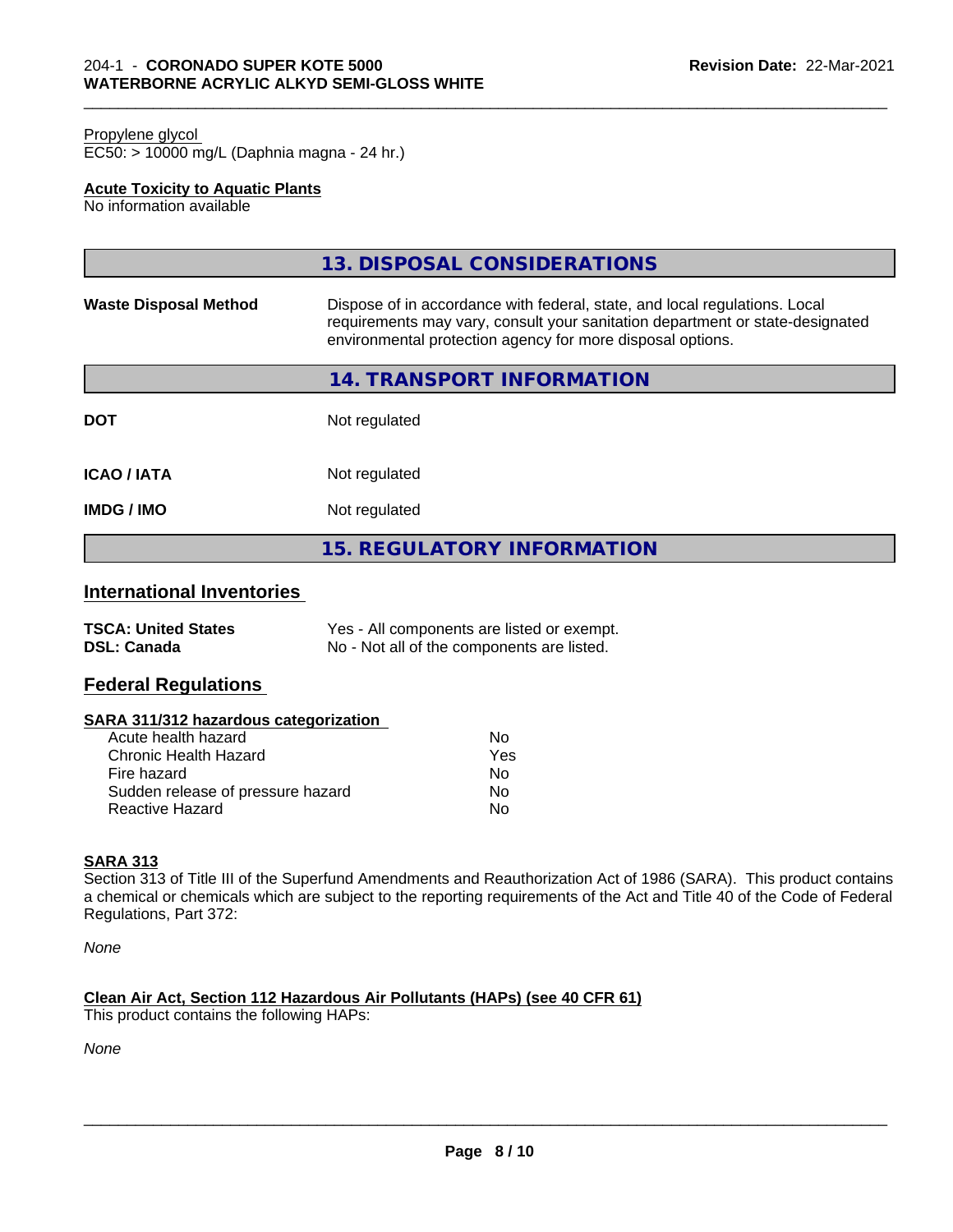Propylene glycol
EC50: > 10000 mg/L (Daphnia magna - 24 hr.)

**Acute Toxicity to Aquatic Plants**
No information available

## 13. DISPOSAL CONSIDERATIONS

| | |
|---|---|
| **Waste Disposal Method** | Dispose of in accordance with federal, state, and local regulations. Local requirements may vary, consult your sanitation department or state-designated environmental protection agency for more disposal options. |

## 14. TRANSPORT INFORMATION

| | |
|---|---|
| **DOT** | Not regulated |
| **ICAO / IATA** | Not regulated |
| **IMDG / IMO** | Not regulated |

## 15. REGULATORY INFORMATION

### International Inventories

| | |
|---|---|
| **TSCA: United States** | Yes - All components are listed or exempt. |
| **DSL: Canada** | No - Not all of the components are listed. |

### Federal Regulations

**SARA 311/312 hazardous categorization**

| | |
|---|---|
| Acute health hazard | No |
| Chronic Health Hazard | Yes |
| Fire hazard | No |
| Sudden release of pressure hazard | No |
| Reactive Hazard | No |

**SARA 313**
Section 313 of Title III of the Superfund Amendments and Reauthorization Act of 1986 (SARA). This product contains a chemical or chemicals which are subject to the reporting requirements of the Act and Title 40 of the Code of Federal Regulations, Part 372:

*None*

**Clean Air Act, Section 112 Hazardous Air Pollutants (HAPs) (see 40 CFR 61)**
This product contains the following HAPs:

*None*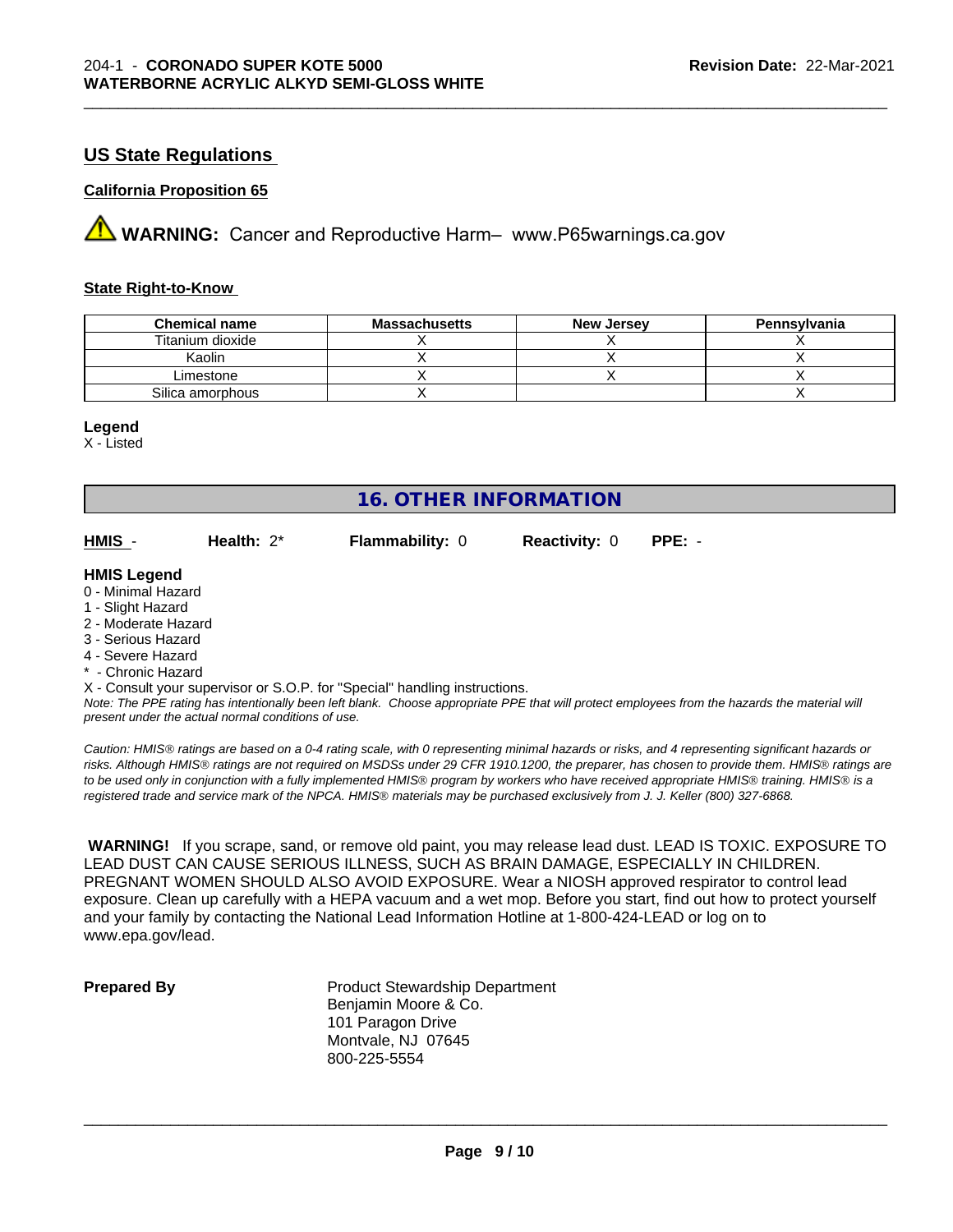## US State Regulations

### California Proposition 65

**WARNING:** Cancer and Reproductive Harm– www.P65warnings.ca.gov

### State Right-to-Know

| Chemical name | Massachusetts | New Jersey | Pennsylvania |
|---|---|---|---|
| Titanium dioxide | X | X | X |
| Kaolin | X | X | X |
| Limestone | X | X | X |
| Silica amorphous | X | | X |

**Legend**
X - Listed

## 16. OTHER INFORMATION

**HMIS** - **Health:** 2* **Flammability:** 0 **Reactivity:** 0 **PPE:** -

**HMIS Legend**
0 - Minimal Hazard
1 - Slight Hazard
2 - Moderate Hazard
3 - Serious Hazard
4 - Severe Hazard
* - Chronic Hazard
X - Consult your supervisor or S.O.P. for "Special" handling instructions.

*Note: The PPE rating has intentionally been left blank. Choose appropriate PPE that will protect employees from the hazards the material will present under the actual normal conditions of use.*

*Caution: HMIS® ratings are based on a 0-4 rating scale, with 0 representing minimal hazards or risks, and 4 representing significant hazards or risks. Although HMIS® ratings are not required on MSDSs under 29 CFR 1910.1200, the preparer, has chosen to provide them. HMIS® ratings are to be used only in conjunction with a fully implemented HMIS® program by workers who have received appropriate HMIS® training. HMIS® is a registered trade and service mark of the NPCA. HMIS® materials may be purchased exclusively from J. J. Keller (800) 327-6868.*

**WARNING!** If you scrape, sand, or remove old paint, you may release lead dust. LEAD IS TOXIC. EXPOSURE TO LEAD DUST CAN CAUSE SERIOUS ILLNESS, SUCH AS BRAIN DAMAGE, ESPECIALLY IN CHILDREN. PREGNANT WOMEN SHOULD ALSO AVOID EXPOSURE. Wear a NIOSH approved respirator to control lead exposure. Clean up carefully with a HEPA vacuum and a wet mop. Before you start, find out how to protect yourself and your family by contacting the National Lead Information Hotline at 1-800-424-LEAD or log on to www.epa.gov/lead.

**Prepared By**

Product Stewardship Department
Benjamin Moore & Co.
101 Paragon Drive
Montvale, NJ 07645
800-225-5554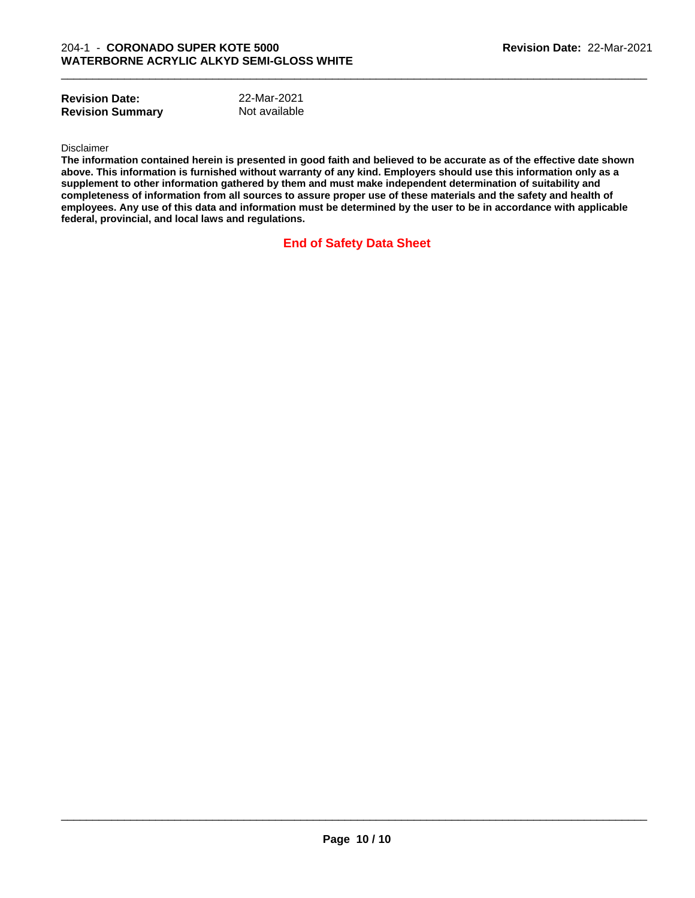**Revision Date:** 22-Mar-2021
**Revision Summary** Not available

Disclaimer

**The information contained herein is presented in good faith and believed to be accurate as of the effective date shown above. This information is furnished without warranty of any kind. Employers should use this information only as a supplement to other information gathered by them and must make independent determination of suitability and completeness of information from all sources to assure proper use of these materials and the safety and health of employees. Any use of this data and information must be determined by the user to be in accordance with applicable federal, provincial, and local laws and regulations.**

**End of Safety Data Sheet**